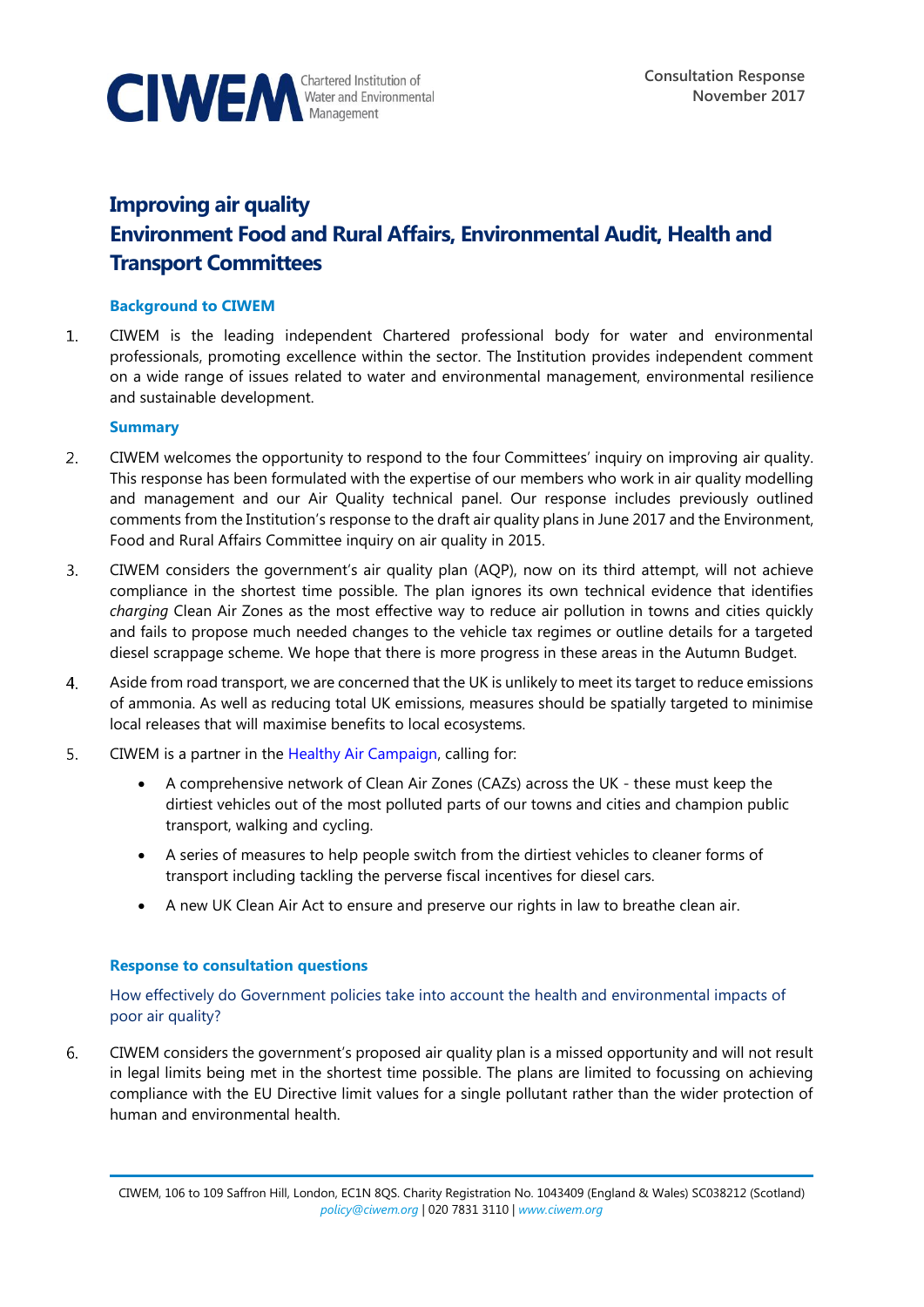CIWEM Chartered Institution of Water and Environmental Management

Consultation Response
November 2017

# Improving air quality
# Environment Food and Rural Affairs, Environmental Audit, Health and Transport Committees

### Background to CIWEM

1. CIWEM is the leading independent Chartered professional body for water and environmental professionals, promoting excellence within the sector. The Institution provides independent comment on a wide range of issues related to water and environmental management, environmental resilience and sustainable development.

### Summary

2. CIWEM welcomes the opportunity to respond to the four Committees' inquiry on improving air quality. This response has been formulated with the expertise of our members who work in air quality modelling and management and our Air Quality technical panel. Our response includes previously outlined comments from the Institution's response to the draft air quality plans in June 2017 and the Environment, Food and Rural Affairs Committee inquiry on air quality in 2015.

3. CIWEM considers the government's air quality plan (AQP), now on its third attempt, will not achieve compliance in the shortest time possible. The plan ignores its own technical evidence that identifies *charging* Clean Air Zones as the most effective way to reduce air pollution in towns and cities quickly and fails to propose much needed changes to the vehicle tax regimes or outline details for a targeted diesel scrappage scheme. We hope that there is more progress in these areas in the Autumn Budget.

4. Aside from road transport, we are concerned that the UK is unlikely to meet its target to reduce emissions of ammonia. As well as reducing total UK emissions, measures should be spatially targeted to minimise local releases that will maximise benefits to local ecosystems.

5. CIWEM is a partner in the Healthy Air Campaign, calling for:

   - A comprehensive network of Clean Air Zones (CAZs) across the UK - these must keep the dirtiest vehicles out of the most polluted parts of our towns and cities and champion public transport, walking and cycling.
   - A series of measures to help people switch from the dirtiest vehicles to cleaner forms of transport including tackling the perverse fiscal incentives for diesel cars.
   - A new UK Clean Air Act to ensure and preserve our rights in law to breathe clean air.

### Response to consultation questions

How effectively do Government policies take into account the health and environmental impacts of poor air quality?

6. CIWEM considers the government's proposed air quality plan is a missed opportunity and will not result in legal limits being met in the shortest time possible. The plans are limited to focussing on achieving compliance with the EU Directive limit values for a single pollutant rather than the wider protection of human and environmental health.

CIWEM, 106 to 109 Saffron Hill, London, EC1N 8QS. Charity Registration No. 1043409 (England & Wales) SC038212 (Scotland)
policy@ciwem.org | 020 7831 3110 | www.ciwem.org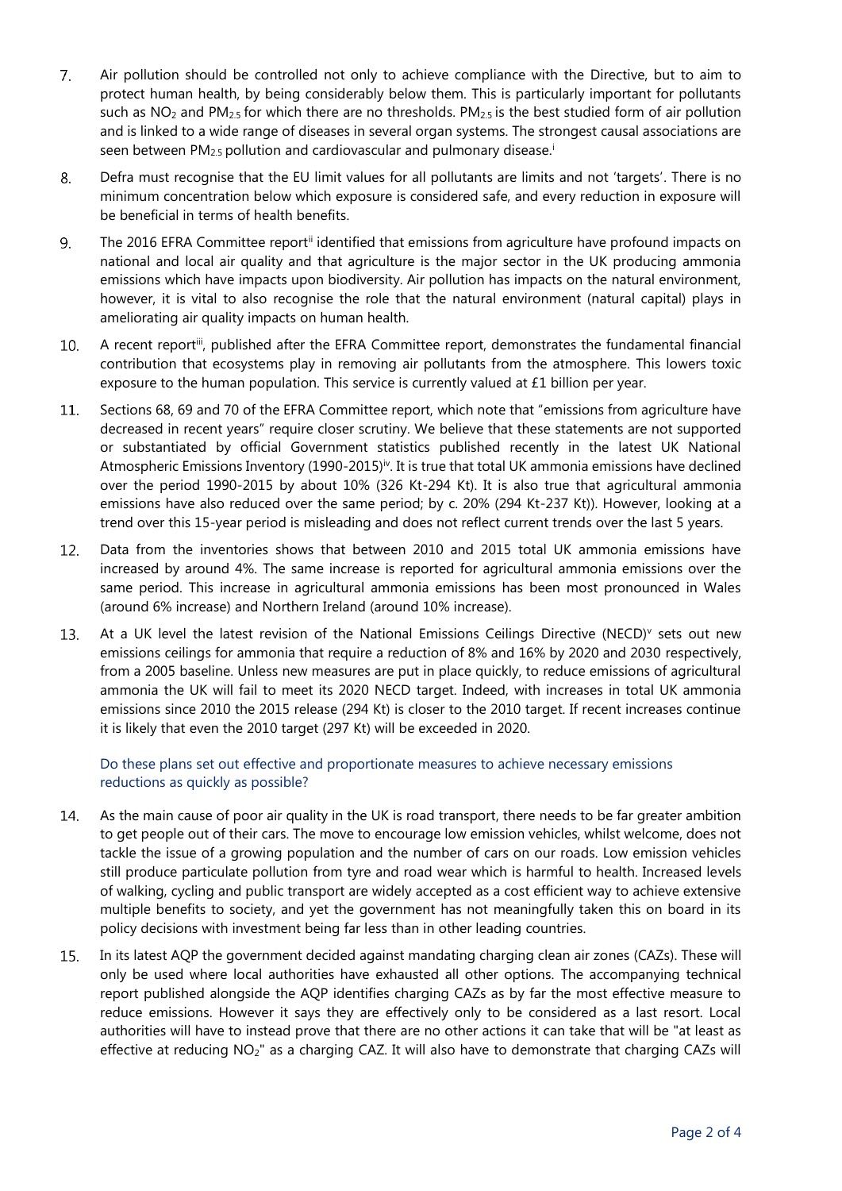7. Air pollution should be controlled not only to achieve compliance with the Directive, but to aim to protect human health, by being considerably below them. This is particularly important for pollutants such as $NO_2$ and $PM_{2.5}$ for which there are no thresholds. $PM_{2.5}$ is the best studied form of air pollution and is linked to a wide range of diseases in several organ systems. The strongest causal associations are seen between $PM_{2.5}$ pollution and cardiovascular and pulmonary disease.[i]

8. Defra must recognise that the EU limit values for all pollutants are limits and not 'targets'. There is no minimum concentration below which exposure is considered safe, and every reduction in exposure will be beneficial in terms of health benefits.

9. The 2016 EFRA Committee report[ii] identified that emissions from agriculture have profound impacts on national and local air quality and that agriculture is the major sector in the UK producing ammonia emissions which have impacts upon biodiversity. Air pollution has impacts on the natural environment, however, it is vital to also recognise the role that the natural environment (natural capital) plays in ameliorating air quality impacts on human health.

10. A recent report[iii], published after the EFRA Committee report, demonstrates the fundamental financial contribution that ecosystems play in removing air pollutants from the atmosphere. This lowers toxic exposure to the human population. This service is currently valued at £1 billion per year.

11. Sections 68, 69 and 70 of the EFRA Committee report, which note that "emissions from agriculture have decreased in recent years" require closer scrutiny. We believe that these statements are not supported or substantiated by official Government statistics published recently in the latest UK National Atmospheric Emissions Inventory (1990-2015)[iv]. It is true that total UK ammonia emissions have declined over the period 1990-2015 by about 10% (326 Kt-294 Kt). It is also true that agricultural ammonia emissions have also reduced over the same period; by c. 20% (294 Kt-237 Kt)). However, looking at a trend over this 15-year period is misleading and does not reflect current trends over the last 5 years.

12. Data from the inventories shows that between 2010 and 2015 total UK ammonia emissions have increased by around 4%. The same increase is reported for agricultural ammonia emissions over the same period. This increase in agricultural ammonia emissions has been most pronounced in Wales (around 6% increase) and Northern Ireland (around 10% increase).

13. At a UK level the latest revision of the National Emissions Ceilings Directive (NECD)[v] sets out new emissions ceilings for ammonia that require a reduction of 8% and 16% by 2020 and 2030 respectively, from a 2005 baseline. Unless new measures are put in place quickly, to reduce emissions of agricultural ammonia the UK will fail to meet its 2020 NECD target. Indeed, with increases in total UK ammonia emissions since 2010 the 2015 release (294 Kt) is closer to the 2010 target. If recent increases continue it is likely that even the 2010 target (297 Kt) will be exceeded in 2020.

### Do these plans set out effective and proportionate measures to achieve necessary emissions reductions as quickly as possible?

14. As the main cause of poor air quality in the UK is road transport, there needs to be far greater ambition to get people out of their cars. The move to encourage low emission vehicles, whilst welcome, does not tackle the issue of a growing population and the number of cars on our roads. Low emission vehicles still produce particulate pollution from tyre and road wear which is harmful to health. Increased levels of walking, cycling and public transport are widely accepted as a cost efficient way to achieve extensive multiple benefits to society, and yet the government has not meaningfully taken this on board in its policy decisions with investment being far less than in other leading countries.

15. In its latest AQP the government decided against mandating charging clean air zones (CAZs). These will only be used where local authorities have exhausted all other options. The accompanying technical report published alongside the AQP identifies charging CAZs as by far the most effective measure to reduce emissions. However it says they are effectively only to be considered as a last resort. Local authorities will have to instead prove that there are no other actions it can take that will be "at least as effective at reducing $NO_2$" as a charging CAZ. It will also have to demonstrate that charging CAZs will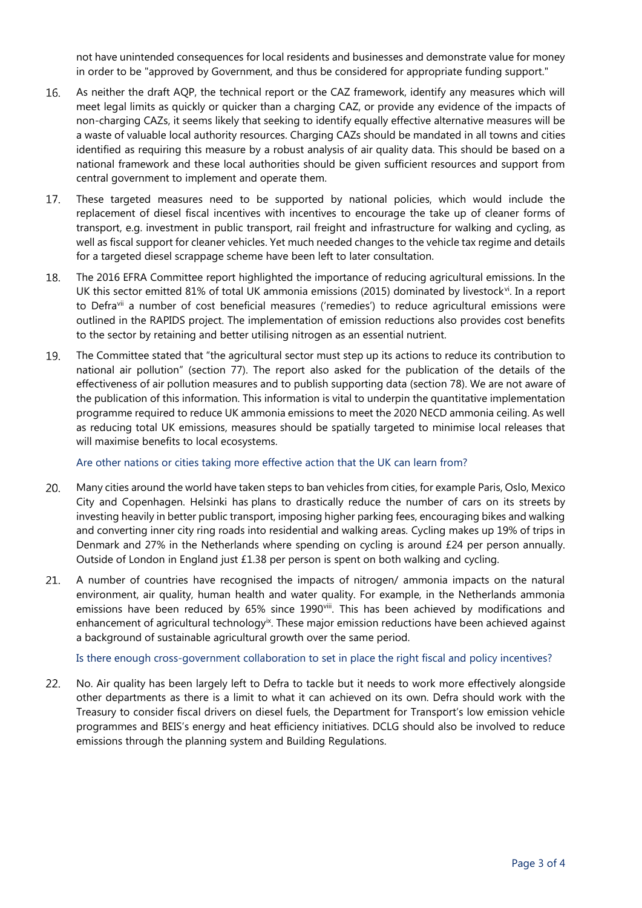not have unintended consequences for local residents and businesses and demonstrate value for money in order to be "approved by Government, and thus be considered for appropriate funding support."

16. As neither the draft AQP, the technical report or the CAZ framework, identify any measures which will meet legal limits as quickly or quicker than a charging CAZ, or provide any evidence of the impacts of non-charging CAZs, it seems likely that seeking to identify equally effective alternative measures will be a waste of valuable local authority resources. Charging CAZs should be mandated in all towns and cities identified as requiring this measure by a robust analysis of air quality data. This should be based on a national framework and these local authorities should be given sufficient resources and support from central government to implement and operate them.

17. These targeted measures need to be supported by national policies, which would include the replacement of diesel fiscal incentives with incentives to encourage the take up of cleaner forms of transport, e.g. investment in public transport, rail freight and infrastructure for walking and cycling, as well as fiscal support for cleaner vehicles. Yet much needed changes to the vehicle tax regime and details for a targeted diesel scrappage scheme have been left to later consultation.

18. The 2016 EFRA Committee report highlighted the importance of reducing agricultural emissions. In the UK this sector emitted 81% of total UK ammonia emissions (2015) dominated by livestock[vi]. In a report to Defra[vii] a number of cost beneficial measures ('remedies') to reduce agricultural emissions were outlined in the RAPIDS project. The implementation of emission reductions also provides cost benefits to the sector by retaining and better utilising nitrogen as an essential nutrient.

19. The Committee stated that "the agricultural sector must step up its actions to reduce its contribution to national air pollution" (section 77). The report also asked for the publication of the details of the effectiveness of air pollution measures and to publish supporting data (section 78). We are not aware of the publication of this information. This information is vital to underpin the quantitative implementation programme required to reduce UK ammonia emissions to meet the 2020 NECD ammonia ceiling. As well as reducing total UK emissions, measures should be spatially targeted to minimise local releases that will maximise benefits to local ecosystems.

Are other nations or cities taking more effective action that the UK can learn from?

20. Many cities around the world have taken steps to ban vehicles from cities, for example Paris, Oslo, Mexico City and Copenhagen. Helsinki has plans to drastically reduce the number of cars on its streets by investing heavily in better public transport, imposing higher parking fees, encouraging bikes and walking and converting inner city ring roads into residential and walking areas. Cycling makes up 19% of trips in Denmark and 27% in the Netherlands where spending on cycling is around £24 per person annually. Outside of London in England just £1.38 per person is spent on both walking and cycling.

21. A number of countries have recognised the impacts of nitrogen/ ammonia impacts on the natural environment, air quality, human health and water quality. For example, in the Netherlands ammonia emissions have been reduced by 65% since 1990[viii]. This has been achieved by modifications and enhancement of agricultural technology[ix]. These major emission reductions have been achieved against a background of sustainable agricultural growth over the same period.

Is there enough cross-government collaboration to set in place the right fiscal and policy incentives?

22. No. Air quality has been largely left to Defra to tackle but it needs to work more effectively alongside other departments as there is a limit to what it can achieved on its own. Defra should work with the Treasury to consider fiscal drivers on diesel fuels, the Department for Transport's low emission vehicle programmes and BEIS's energy and heat efficiency initiatives. DCLG should also be involved to reduce emissions through the planning system and Building Regulations.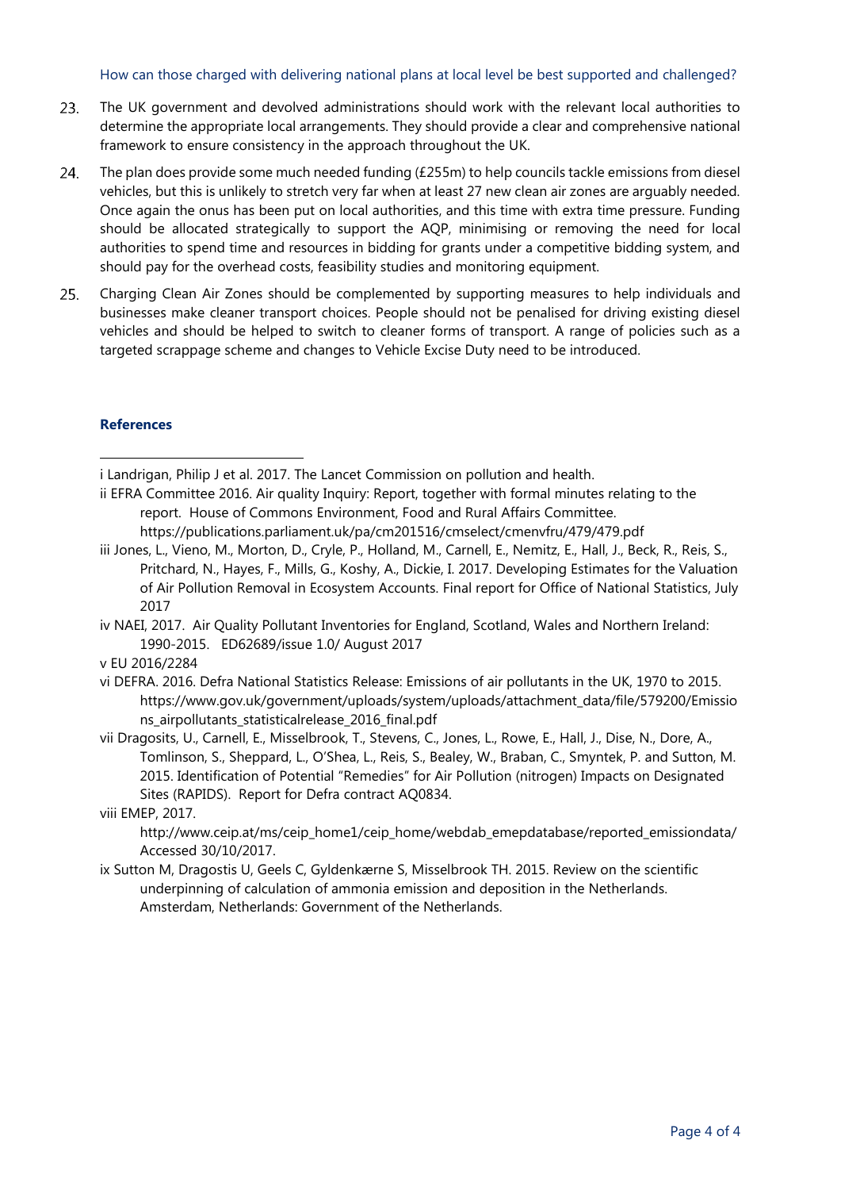### How can those charged with delivering national plans at local level be best supported and challenged?

23. The UK government and devolved administrations should work with the relevant local authorities to determine the appropriate local arrangements. They should provide a clear and comprehensive national framework to ensure consistency in the approach throughout the UK.

24. The plan does provide some much needed funding (£255m) to help councils tackle emissions from diesel vehicles, but this is unlikely to stretch very far when at least 27 new clean air zones are arguably needed. Once again the onus has been put on local authorities, and this time with extra time pressure. Funding should be allocated strategically to support the AQP, minimising or removing the need for local authorities to spend time and resources in bidding for grants under a competitive bidding system, and should pay for the overhead costs, feasibility studies and monitoring equipment.

25. Charging Clean Air Zones should be complemented by supporting measures to help individuals and businesses make cleaner transport choices. People should not be penalised for driving existing diesel vehicles and should be helped to switch to cleaner forms of transport. A range of policies such as a targeted scrappage scheme and changes to Vehicle Excise Duty need to be introduced.

**References**

i Landrigan, Philip J et al. 2017. The Lancet Commission on pollution and health.

ii EFRA Committee 2016. Air quality Inquiry: Report, together with formal minutes relating to the report. House of Commons Environment, Food and Rural Affairs Committee. https://publications.parliament.uk/pa/cm201516/cmselect/cmenvfru/479/479.pdf

iii Jones, L., Vieno, M., Morton, D., Cryle, P., Holland, M., Carnell, E., Nemitz, E., Hall, J., Beck, R., Reis, S., Pritchard, N., Hayes, F., Mills, G., Koshy, A., Dickie, I. 2017. Developing Estimates for the Valuation of Air Pollution Removal in Ecosystem Accounts. Final report for Office of National Statistics, July 2017

iv NAEI, 2017. Air Quality Pollutant Inventories for England, Scotland, Wales and Northern Ireland: 1990-2015. ED62689/issue 1.0/ August 2017

v EU 2016/2284

vi DEFRA. 2016. Defra National Statistics Release: Emissions of air pollutants in the UK, 1970 to 2015. https://www.gov.uk/government/uploads/system/uploads/attachment_data/file/579200/Emissions_airpollutants_statisticalrelease_2016_final.pdf

vii Dragosits, U., Carnell, E., Misselbrook, T., Stevens, C., Jones, L., Rowe, E., Hall, J., Dise, N., Dore, A., Tomlinson, S., Sheppard, L., O'Shea, L., Reis, S., Bealey, W., Braban, C., Smyntek, P. and Sutton, M. 2015. Identification of Potential "Remedies" for Air Pollution (nitrogen) Impacts on Designated Sites (RAPIDS). Report for Defra contract AQ0834.

viii EMEP, 2017. http://www.ceip.at/ms/ceip_home1/ceip_home/webdab_emepdatabase/reported_emissiondata/ Accessed 30/10/2017.

ix Sutton M, Dragostis U, Geels C, Gyldenkærne S, Misselbrook TH. 2015. Review on the scientific underpinning of calculation of ammonia emission and deposition in the Netherlands. Amsterdam, Netherlands: Government of the Netherlands.